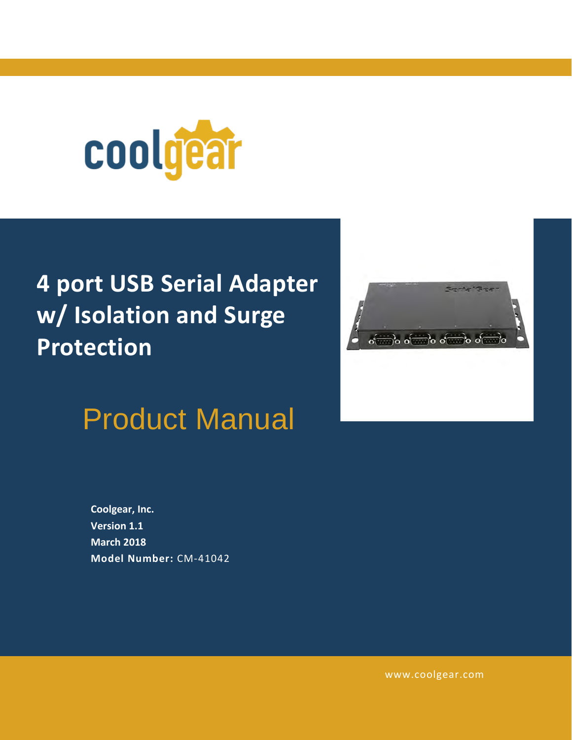coolgear

# 4 port USB Serial Adapter w/ Isolation and Surge Protection

## Product Manual

**Coolgear, Inc.**
**Version 1.1**
**March 2018**
**Model Number:** CM-41042

www.coolgear.com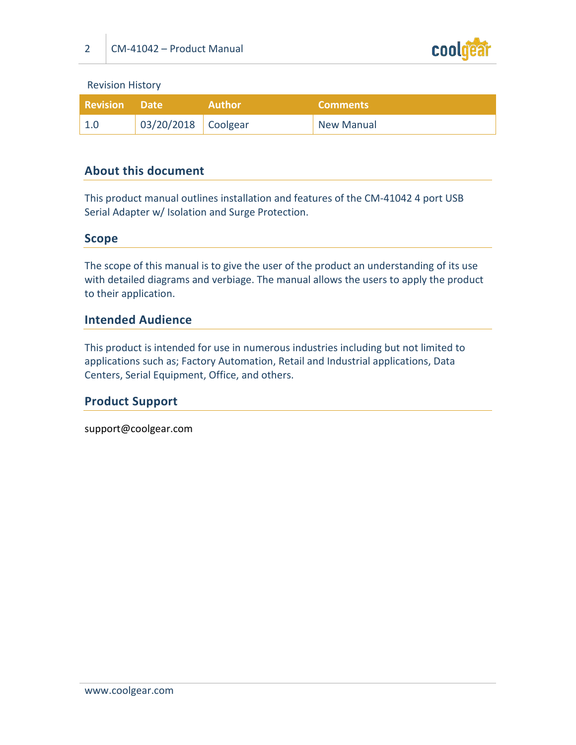Revision History

| Revision | Date | Author | Comments |
| --- | --- | --- | --- |
| 1.0 | 03/20/2018 | Coolgear | New Manual |

## About this document

This product manual outlines installation and features of the CM-41042 4 port USB Serial Adapter w/ Isolation and Surge Protection.

## Scope

The scope of this manual is to give the user of the product an understanding of its use with detailed diagrams and verbiage. The manual allows the users to apply the product to their application.

## Intended Audience

This product is intended for use in numerous industries including but not limited to applications such as; Factory Automation, Retail and Industrial applications, Data Centers, Serial Equipment, Office, and others.

## Product Support

support@coolgear.com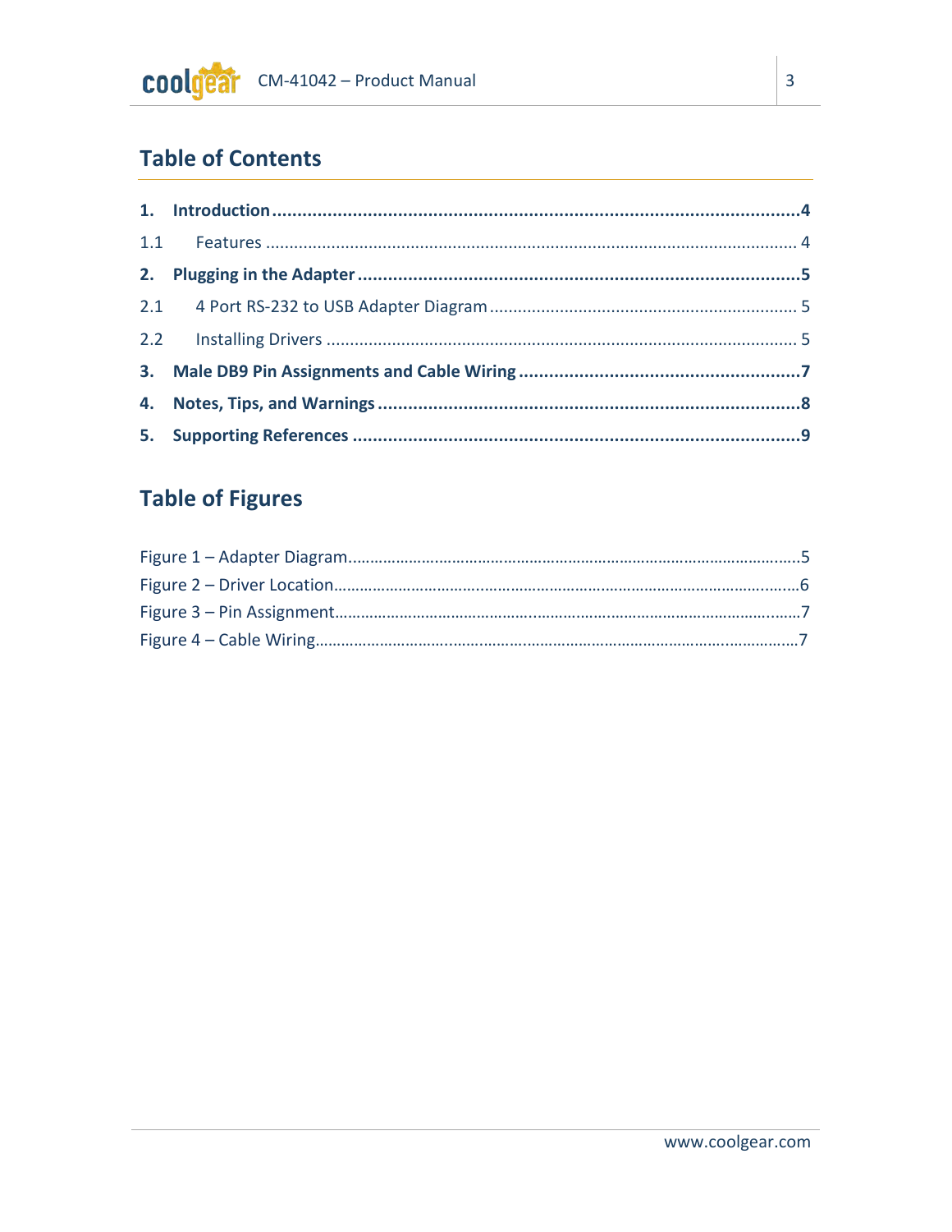## Table of Contents

**1. Introduction** ....................................................................................................... **4**

1.1 Features ................................................................................................................. 4

**2. Plugging in the Adapter** ............................................................................................ **5**

2.1 4 Port RS-232 to USB Adapter Diagram ................................................................. 5

2.2 Installing Drivers ...................................................................................................... 5

**3. Male DB9 Pin Assignments and Cable Wiring** ........................................................... **7**

**4. Notes, Tips, and Warnings** ......................................................................................... **8**

**5. Supporting References** ................................................................................................ **9**

## Table of Figures

Figure 1 – Adapter Diagram........................................................................................................5

Figure 2 – Driver Location...........................................................................................................6

Figure 3 – Pin Assignment...........................................................................................................7

Figure 4 – Cable Wiring...............................................................................................................7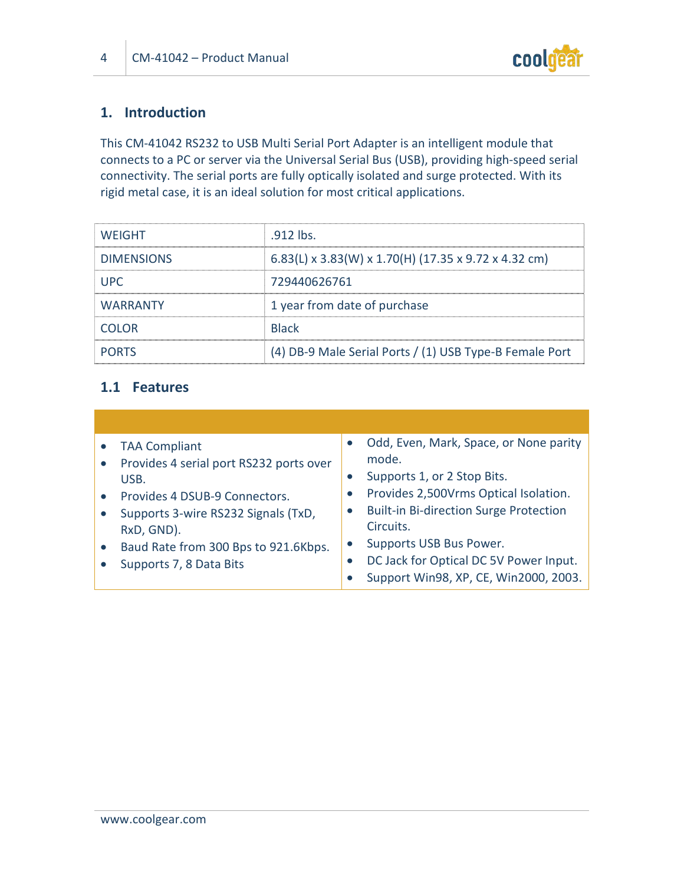# 1. Introduction

This CM-41042 RS232 to USB Multi Serial Port Adapter is an intelligent module that connects to a PC or server via the Universal Serial Bus (USB), providing high-speed serial connectivity. The serial ports are fully optically isolated and surge protected. With its rigid metal case, it is an ideal solution for most critical applications.

| WEIGHT | .912 lbs. |
|---|---|
| DIMENSIONS | 6.83(L) x 3.83(W) x 1.70(H) (17.35 x 9.72 x 4.32 cm) |
| UPC | 729440626761 |
| WARRANTY | 1 year from date of purchase |
| COLOR | Black |
| PORTS | (4) DB-9 Male Serial Ports / (1) USB Type-B Female Port |

## 1.1 Features

- TAA Compliant
- Provides 4 serial port RS232 ports over USB.
- Provides 4 DSUB-9 Connectors.
- Supports 3-wire RS232 Signals (TxD, RxD, GND).
- Baud Rate from 300 Bps to 921.6Kbps.
- Supports 7, 8 Data Bits
- Odd, Even, Mark, Space, or None parity mode.
- Supports 1, or 2 Stop Bits.
- Provides 2,500Vrms Optical Isolation.
- Built-in Bi-direction Surge Protection Circuits.
- Supports USB Bus Power.
- DC Jack for Optical DC 5V Power Input.
- Support Win98, XP, CE, Win2000, 2003.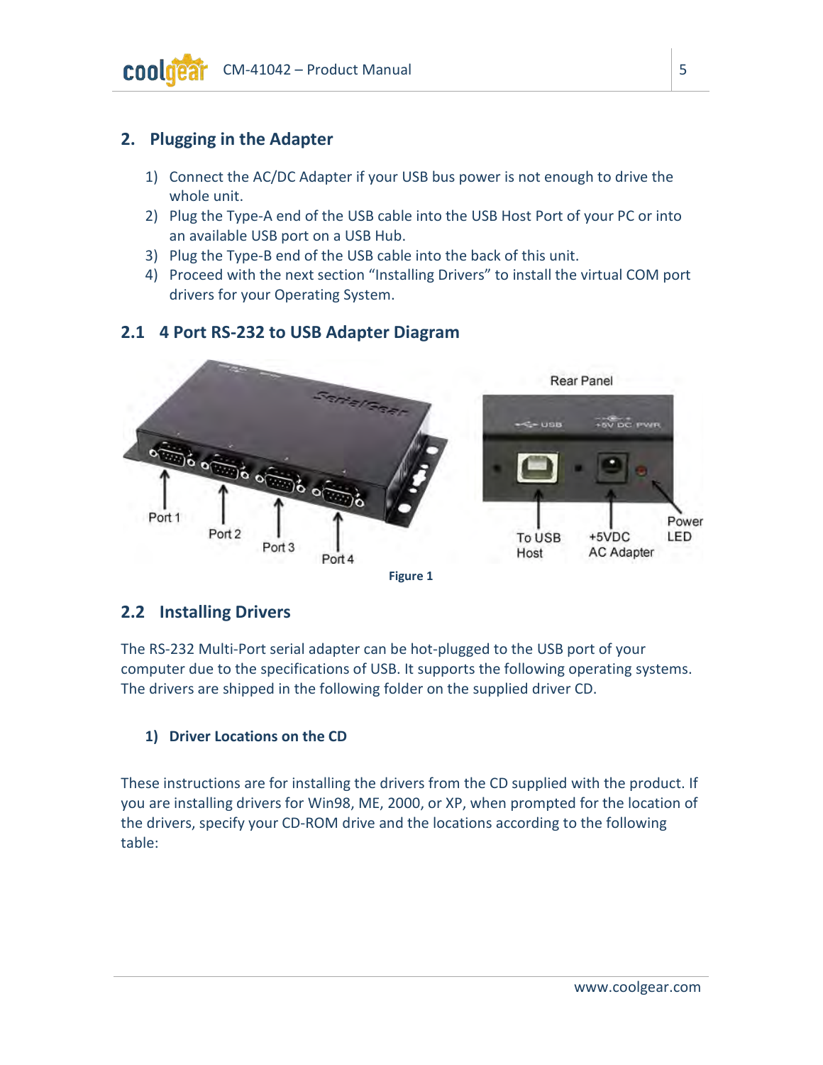## 2. Plugging in the Adapter

1) Connect the AC/DC Adapter if your USB bus power is not enough to drive the whole unit.
2) Plug the Type-A end of the USB cable into the USB Host Port of your PC or into an available USB port on a USB Hub.
3) Plug the Type-B end of the USB cable into the back of this unit.
4) Proceed with the next section "Installing Drivers" to install the virtual COM port drivers for your Operating System.

### 2.1 4 Port RS-232 to USB Adapter Diagram

Figure 1

### 2.2 Installing Drivers

The RS-232 Multi-Port serial adapter can be hot-plugged to the USB port of your computer due to the specifications of USB. It supports the following operating systems. The drivers are shipped in the following folder on the supplied driver CD.

#### 1) Driver Locations on the CD

These instructions are for installing the drivers from the CD supplied with the product. If you are installing drivers for Win98, ME, 2000, or XP, when prompted for the location of the drivers, specify your CD-ROM drive and the locations according to the following table: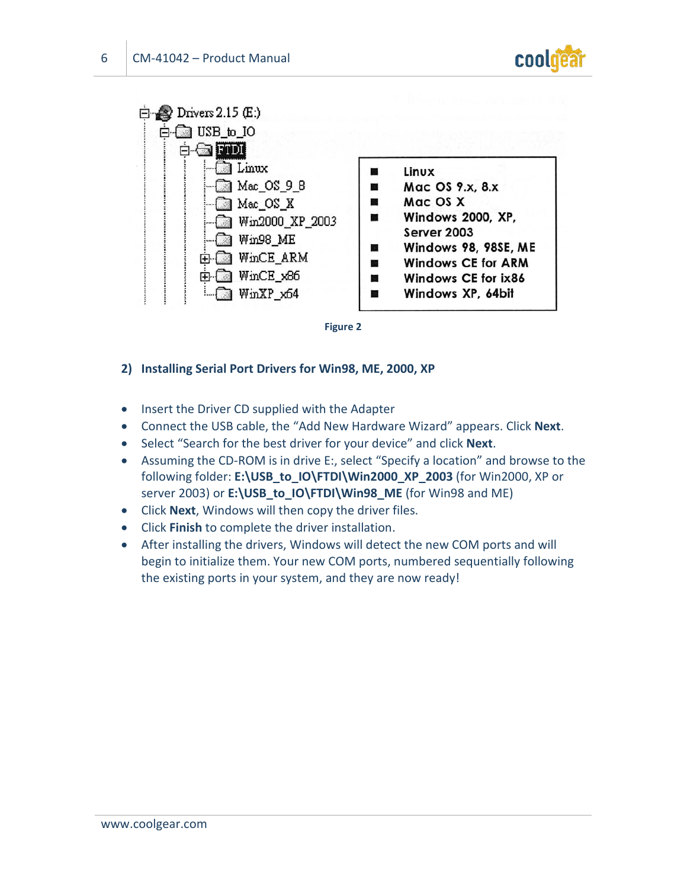Figure 2

## 2) Installing Serial Port Drivers for Win98, ME, 2000, XP

- Insert the Driver CD supplied with the Adapter
- Connect the USB cable, the “Add New Hardware Wizard” appears. Click **Next**.
- Select “Search for the best driver for your device” and click **Next**.
- Assuming the CD-ROM is in drive E:, select “Specify a location” and browse to the following folder: **E:\USB_to_IO\FTDI\Win2000_XP_2003** (for Win2000, XP or server 2003) or **E:\USB_to_IO\FTDI\Win98_ME** (for Win98 and ME)
- Click **Next**, Windows will then copy the driver files.
- Click **Finish** to complete the driver installation.
- After installing the drivers, Windows will detect the new COM ports and will begin to initialize them. Your new COM ports, numbered sequentially following the existing ports in your system, and they are now ready!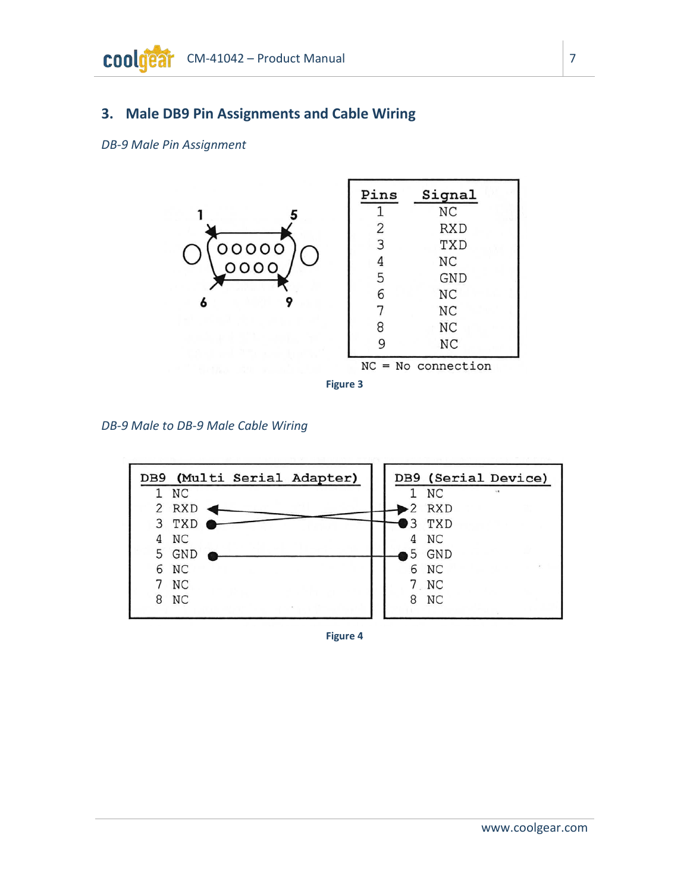## 3. Male DB9 Pin Assignments and Cable Wiring

*DB-9 Male Pin Assignment*

| Pins | Signal |
|---|---|
| 1 | NC |
| 2 | RXD |
| 3 | TXD |
| 4 | NC |
| 5 | GND |
| 6 | NC |
| 7 | NC |
| 8 | NC |
| 9 | NC |

NC = No connection

Figure 3

*DB-9 Male to DB-9 Male Cable Wiring*

| DB9 (Multi Serial Adapter) | | DB9 (Serial Device) |
|---|---|---|
| 1 NC | | 1 NC |
| 2 RXD | ◄── | 3 TXD |
| 3 TXD | ──► | 2 RXD |
| 4 NC | | 4 NC |
| 5 GND | ──── | 5 GND |
| 6 NC | | 6 NC |
| 7 NC | | 7 NC |
| 8 NC | | 8 NC |

Figure 4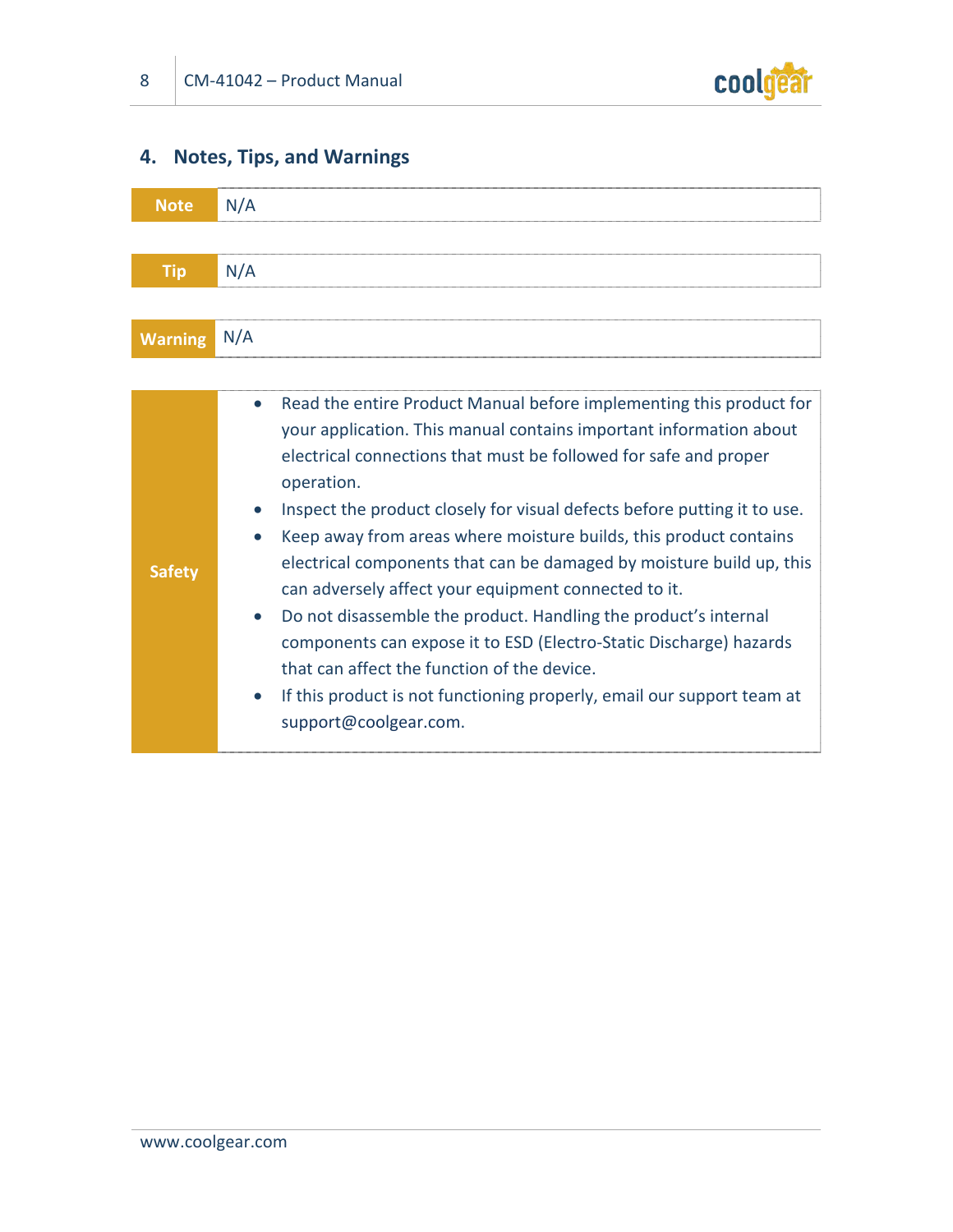## 4. Notes, Tips, and Warnings

| Note | N/A |
|---|---|

| Tip | N/A |
|---|---|

| Warning | N/A |
|---|---|

| Safety | <ul><li>Read the entire Product Manual before implementing this product for your application. This manual contains important information about electrical connections that must be followed for safe and proper operation.</li><li>Inspect the product closely for visual defects before putting it to use.</li><li>Keep away from areas where moisture builds, this product contains electrical components that can be damaged by moisture build up, this can adversely affect your equipment connected to it.</li><li>Do not disassemble the product. Handling the product's internal components can expose it to ESD (Electro-Static Discharge) hazards that can affect the function of the device.</li><li>If this product is not functioning properly, email our support team at support@coolgear.com.</li></ul> |
|---|---|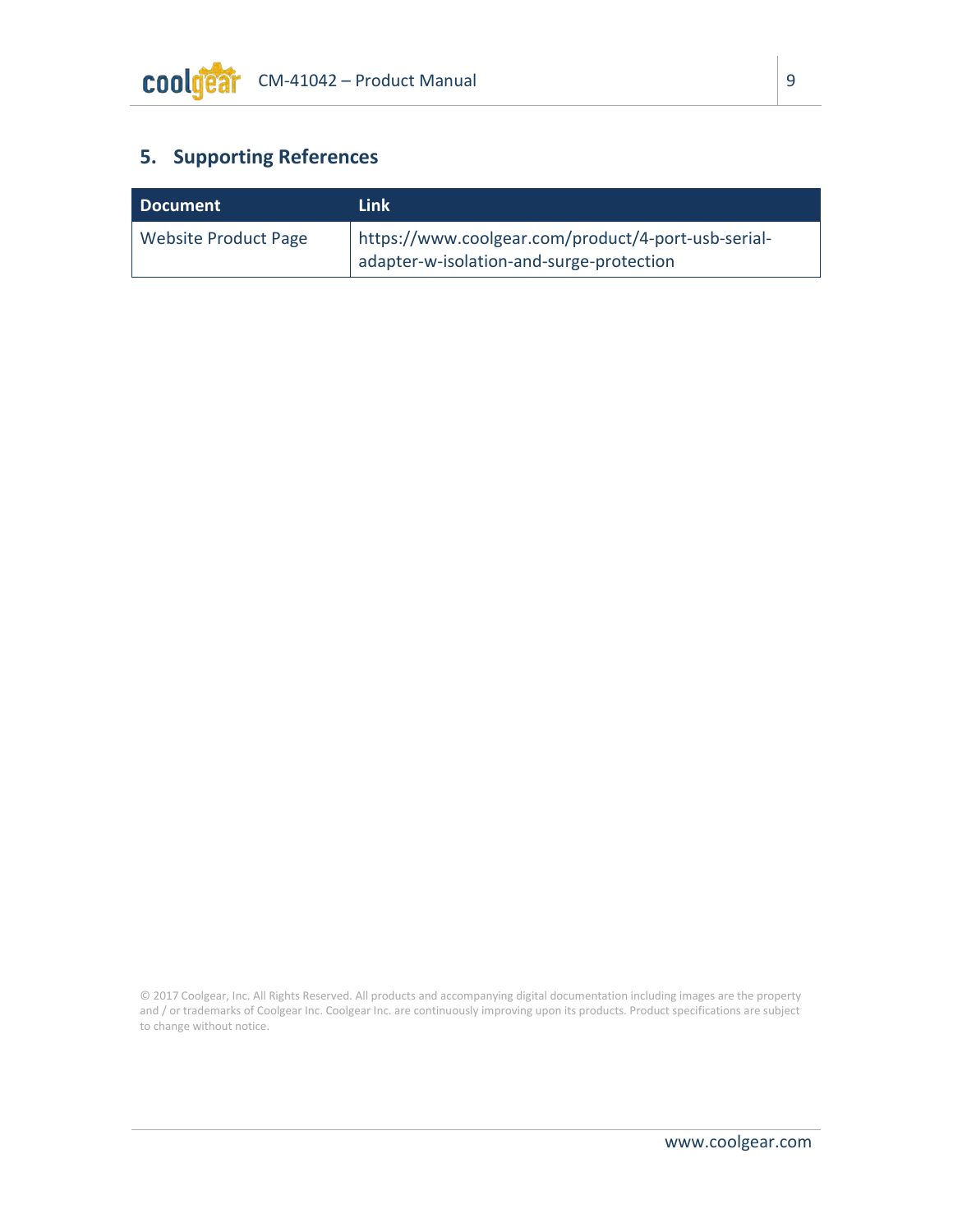## 5. Supporting References

| Document | Link |
| --- | --- |
| Website Product Page | https://www.coolgear.com/product/4-port-usb-serial-adapter-w-isolation-and-surge-protection |

© 2017 Coolgear, Inc. All Rights Reserved. All products and accompanying digital documentation including images are the property and / or trademarks of Coolgear Inc. Coolgear Inc. are continuously improving upon its products. Product specifications are subject to change without notice.